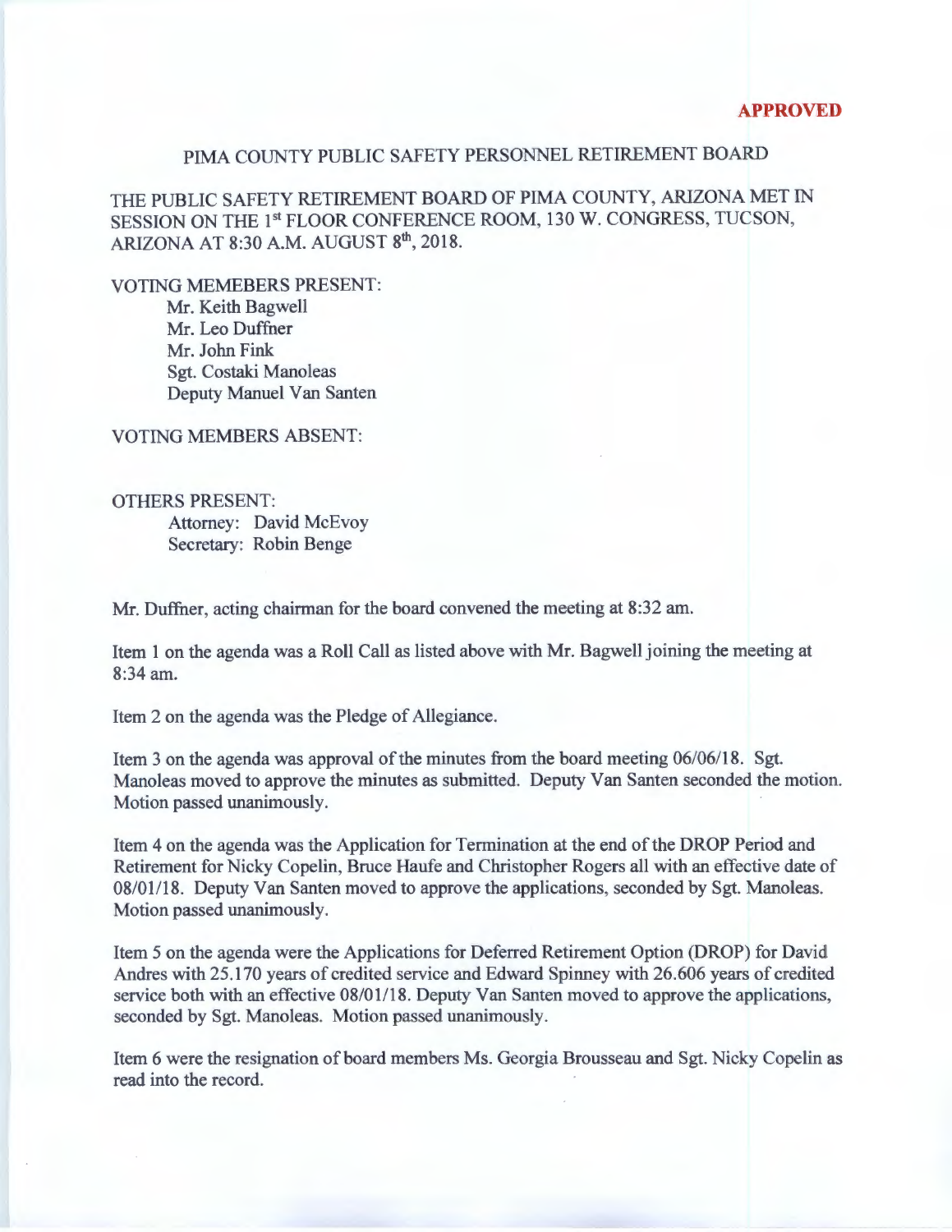**APPROVED**

PIMA COUNTY PUBLIC SAFETY PERSONNEL RETIREMENT BOARD

THE PUBLIC SAFETY RETIREMENT BOARD OF PIMA COUNTY, ARIZONA MET IN SESSION ON THE 1st FLOOR CONFERENCE ROOM, 130 W. CONGRESS, TUCSON, ARIZONA AT 8:30 A.M. AUGUST 8th, 2018.

VOTING MEMEBERS PRESENT:
- Mr. Keith Bagwell
- Mr. Leo Duffner
- Mr. John Fink
- Sgt. Costaki Manoleas
- Deputy Manuel Van Santen

VOTING MEMBERS ABSENT:

OTHERS PRESENT:
- Attorney: David McEvoy
- Secretary: Robin Benge

Mr. Duffner, acting chairman for the board convened the meeting at 8:32 am.

Item 1 on the agenda was a Roll Call as listed above with Mr. Bagwell joining the meeting at 8:34 am.

Item 2 on the agenda was the Pledge of Allegiance.

Item 3 on the agenda was approval of the minutes from the board meeting 06/06/18. Sgt. Manoleas moved to approve the minutes as submitted. Deputy Van Santen seconded the motion. Motion passed unanimously.

Item 4 on the agenda was the Application for Termination at the end of the DROP Period and Retirement for Nicky Copelin, Bruce Haufe and Christopher Rogers all with an effective date of 08/01/18. Deputy Van Santen moved to approve the applications, seconded by Sgt. Manoleas. Motion passed unanimously.

Item 5 on the agenda were the Applications for Deferred Retirement Option (DROP) for David Andres with 25.170 years of credited service and Edward Spinney with 26.606 years of credited service both with an effective 08/01/18. Deputy Van Santen moved to approve the applications, seconded by Sgt. Manoleas. Motion passed unanimously.

Item 6 were the resignation of board members Ms. Georgia Brousseau and Sgt. Nicky Copelin as read into the record.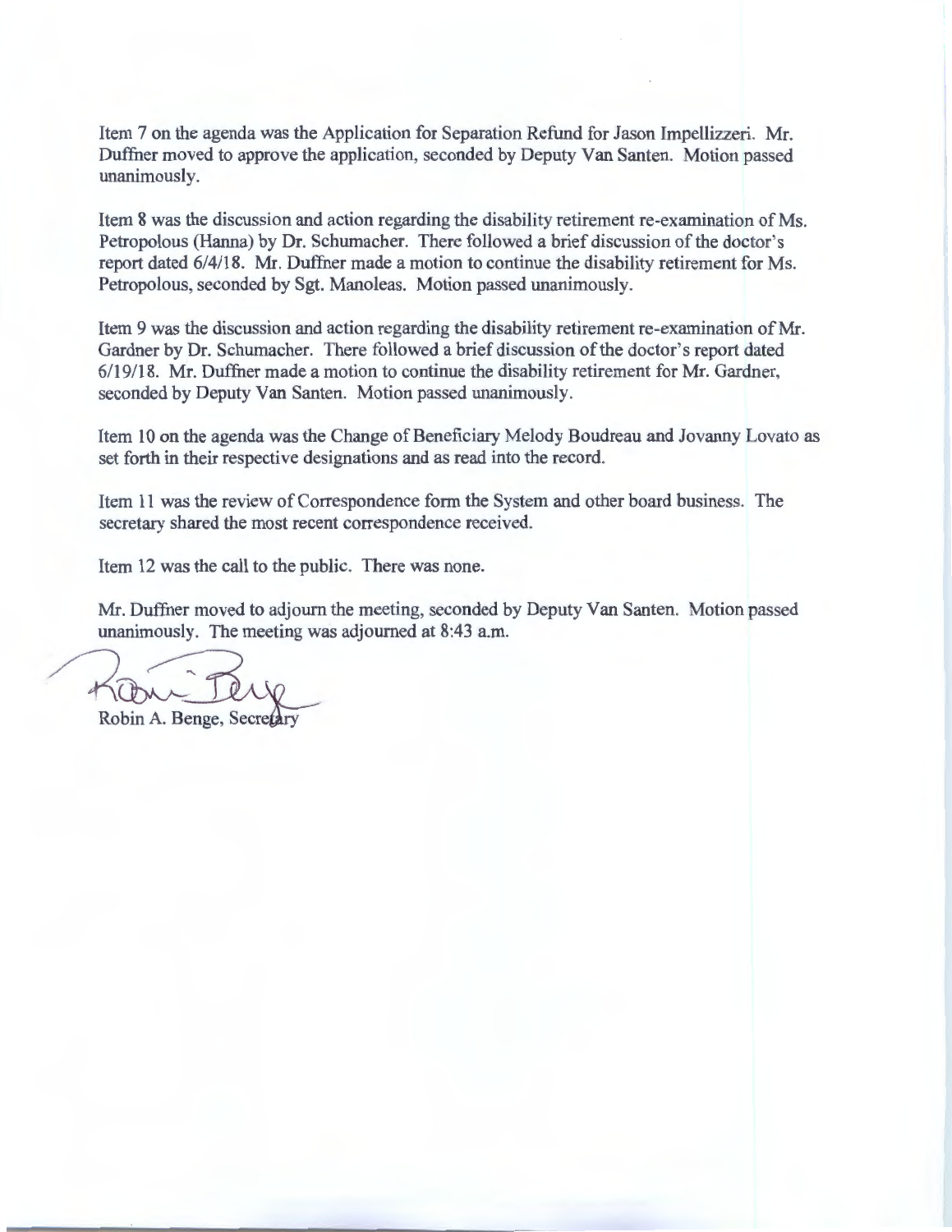Item 7 on the agenda was the Application for Separation Refund for Jason Impellizzeri. Mr. Duffner moved to approve the application, seconded by Deputy Van Santen. Motion passed unanimously.

Item 8 was the discussion and action regarding the disability retirement re-examination of Ms. Petropolous (Hanna) by Dr. Schumacher. There followed a brief discussion of the doctor's report dated 6/4/18. Mr. Duffner made a motion to continue the disability retirement for Ms. Petropolous, seconded by Sgt. Manoleas. Motion passed unanimously.

Item 9 was the discussion and action regarding the disability retirement re-examination of Mr. Gardner by Dr. Schumacher. There followed a brief discussion of the doctor's report dated 6/19/18. Mr. Duffner made a motion to continue the disability retirement for Mr. Gardner, seconded by Deputy Van Santen. Motion passed unanimously.

Item 10 on the agenda was the Change of Beneficiary Melody Boudreau and Jovanny Lovato as set forth in their respective designations and as read into the record.

Item 11 was the review of Correspondence form the System and other board business. The secretary shared the most recent correspondence received.

Item 12 was the call to the public. There was none.

Mr. Duffner moved to adjourn the meeting, seconded by Deputy Van Santen. Motion passed unanimously. The meeting was adjourned at 8:43 a.m.

Robin A. Benge, Secretary